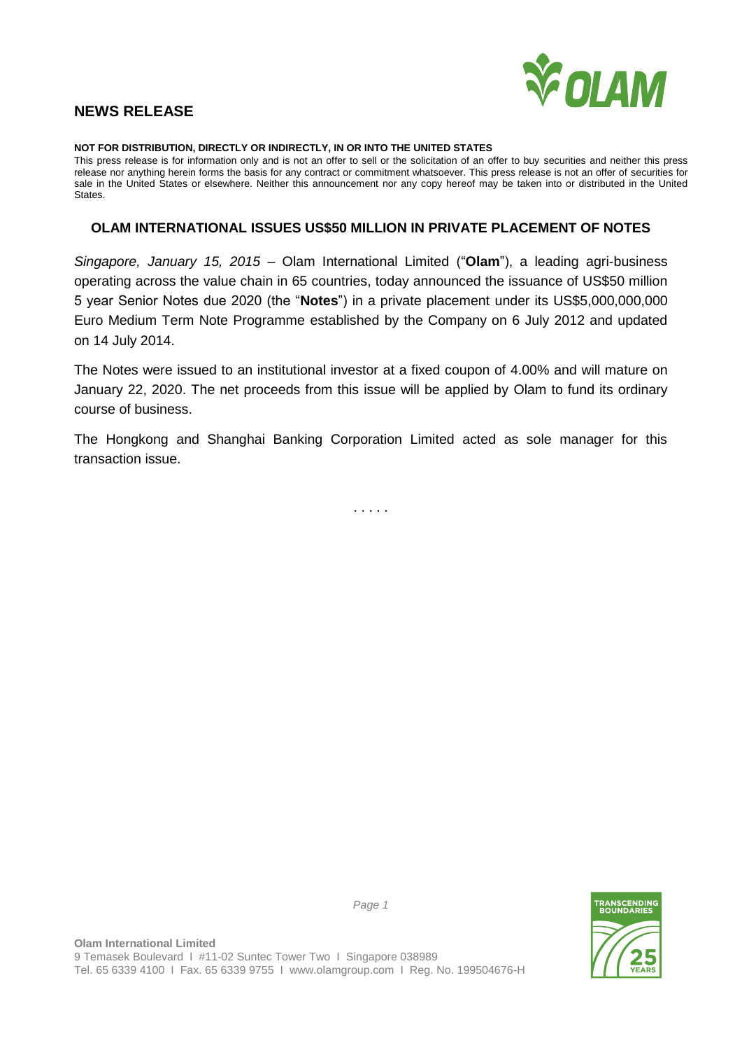## NEWS RELEASE

**NOT FOR DISTRIBUTION, DIRECTLY OR INDIRECTLY, IN OR INTO THE UNITED STATES**

This press release is for information only and is not an offer to sell or the solicitation of an offer to buy securities and neither this press release nor anything herein forms the basis for any contract or commitment whatsoever. This press release is not an offer of securities for sale in the United States or elsewhere. Neither this announcement nor any copy hereof may be taken into or distributed in the United States.

### OLAM INTERNATIONAL ISSUES US$50 MILLION IN PRIVATE PLACEMENT OF NOTES

*Singapore, January 15, 2015* – Olam International Limited ("**Olam**"), a leading agri-business operating across the value chain in 65 countries, today announced the issuance of US$50 million 5 year Senior Notes due 2020 (the "**Notes**") in a private placement under its US$5,000,000,000 Euro Medium Term Note Programme established by the Company on 6 July 2012 and updated on 14 July 2014.

The Notes were issued to an institutional investor at a fixed coupon of 4.00% and will mature on January 22, 2020. The net proceeds from this issue will be applied by Olam to fund its ordinary course of business.

The Hongkong and Shanghai Banking Corporation Limited acted as sole manager for this transaction issue.

. . . . .

**Olam International Limited**
9 Temasek Boulevard I #11-02 Suntec Tower Two I Singapore 038989
Tel. 65 6339 4100 I Fax. 65 6339 9755 I www.olamgroup.com I Reg. No. 199504676-H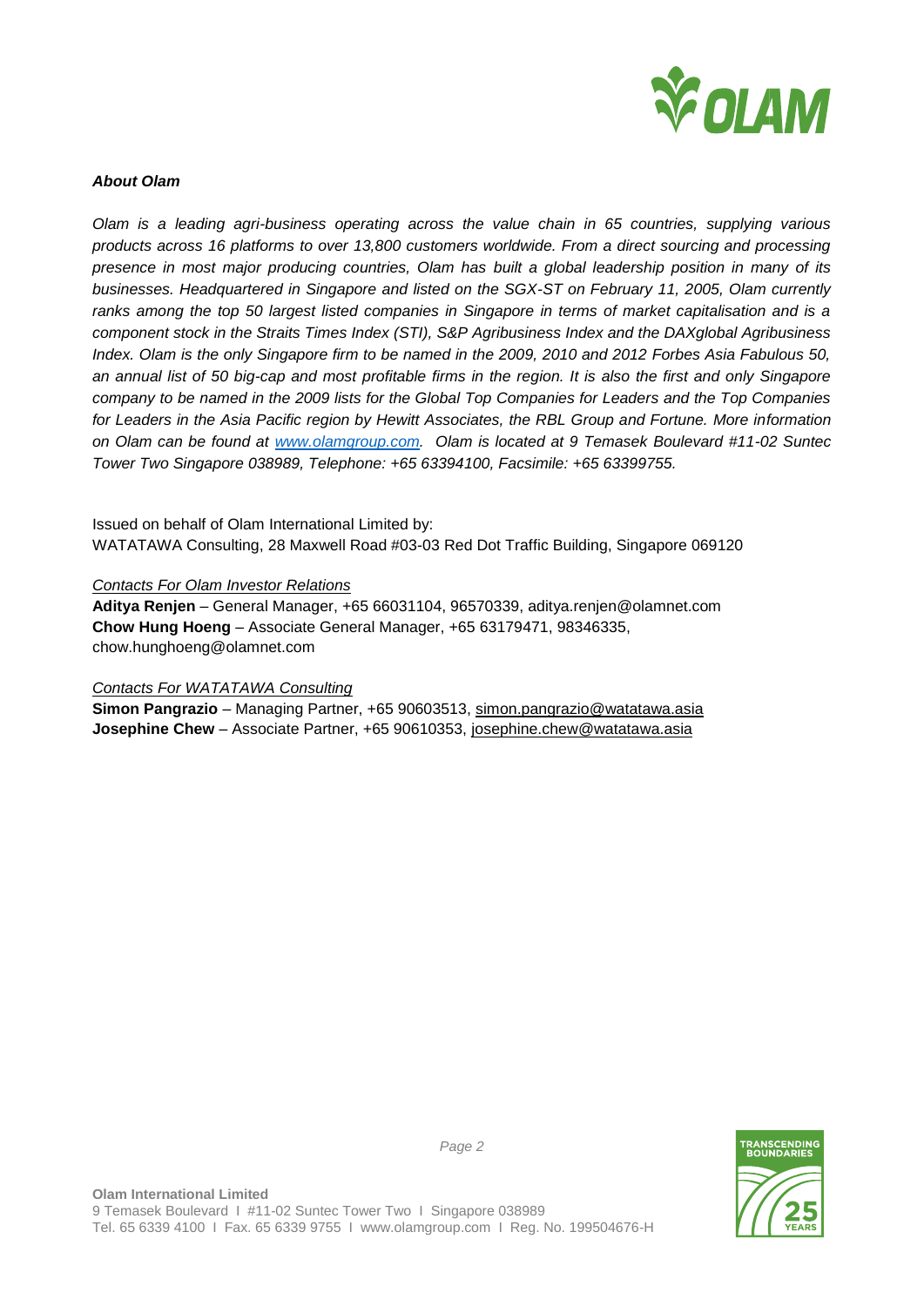***About Olam***

*Olam is a leading agri-business operating across the value chain in 65 countries, supplying various products across 16 platforms to over 13,800 customers worldwide. From a direct sourcing and processing presence in most major producing countries, Olam has built a global leadership position in many of its businesses. Headquartered in Singapore and listed on the SGX-ST on February 11, 2005, Olam currently ranks among the top 50 largest listed companies in Singapore in terms of market capitalisation and is a component stock in the Straits Times Index (STI), S&P Agribusiness Index and the DAXglobal Agribusiness Index. Olam is the only Singapore firm to be named in the 2009, 2010 and 2012 Forbes Asia Fabulous 50, an annual list of 50 big-cap and most profitable firms in the region. It is also the first and only Singapore company to be named in the 2009 lists for the Global Top Companies for Leaders and the Top Companies for Leaders in the Asia Pacific region by Hewitt Associates, the RBL Group and Fortune. More information on Olam can be found at www.olamgroup.com. Olam is located at 9 Temasek Boulevard #11-02 Suntec Tower Two Singapore 038989, Telephone: +65 63394100, Facsimile: +65 63399755.*

Issued on behalf of Olam International Limited by:
WATATAWA Consulting, 28 Maxwell Road #03-03 Red Dot Traffic Building, Singapore 069120

*Contacts For Olam Investor Relations*
**Aditya Renjen** – General Manager, +65 66031104, 96570339, aditya.renjen@olamnet.com
**Chow Hung Hoeng** – Associate General Manager, +65 63179471, 98346335, chow.hunghoeng@olamnet.com

*Contacts For WATATAWA Consulting*
**Simon Pangrazio** – Managing Partner, +65 90603513, simon.pangrazio@watatawa.asia
**Josephine Chew** – Associate Partner, +65 90610353, josephine.chew@watatawa.asia